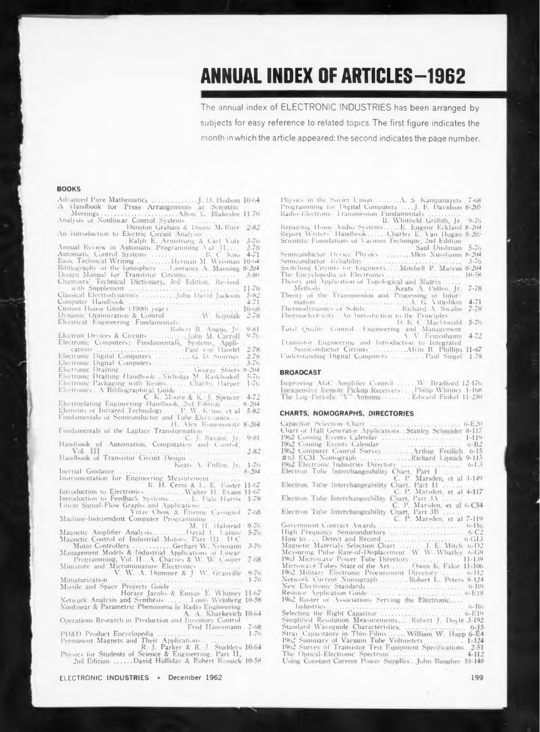# ANNUAL INDEX OF ARTICLES—1962

The annual index of ELECTRONIC INDUSTRIES has been arranged by subjects for easy reference to related topics. The first figure indicates the month in which the article appeared; the second indicates the page number.

## BOOKS

Advanced Pure Mathematics ............J. D. Hodson 10-64
A Handbook for Press Arrangements at Scientific Meetings ............Alton L. Blakeslee 11-70
Analysis of Nonlinear Control Systems ............ Dunston Graham & Duane McRuer 2-82
An Introduction to Electric Circuit Analysis ............ Ralph E. Armstrong & Carl Volz 3-76
Annual Review in Automatic Programming Vol. II.... 2-78
Automatic Control Systems ............B. C. Kuo 4-71
Basic Technical Writing ............Herman M. Weisman 10-64
Bibliography of the Ionosphere ...Laurance A. Manning 8-204
Design Manual for Transistor Circuits............ 3-80
Chambers' Technical Dictionary, 3rd Edition, Revised with Supplement ............ 11-70
Classical Electrodynamics ............John David Jackson 5-82
Computer Handbook ............ 4-71
Custom House Guide (100th year) ............ 10-68
Dynamic Optimization & Control ............W. Kipiniak 2-78
Electrical Engineering Fundamentals............ Robert B. Angus, Jr. 9-81
Electron Devices & Circuits ............John M. Carroll 9-76
Electronic Computers: Fundamentals, Systems, Applications ............Paul von Handel 2-78
Electronic Digital Computers ............G. D. Smirnov 2-78
Electronic Digital Computers ............ 3-76
Electronic Drafting ............George Shiers 8-204
Electronic Drafting Handbook..Nicholas M. Raskhodoff 5-76
Electronic Packaging with Resins.......Charles Harper 1-76
Electronics: A Bibliographical Guide ............ C. K. Moore & K. J. Spencer 4-72
Electroplating Engineering Handbook, 2nd Edition ...... 8-204
Elements of Infrared Technology ....P. W. Kruse, et al 5-82
Fundamentals of Semiconductor and Tube Electronics ............ H. Alex Romanowitz 8-204
Fundamentals of the Laplace Transformation ............ C. J. Savant, Jr. 9-81
Handbook of Automation, Computation and Control, Vol. III ............ 2-82
Handbook of Transistor Circuit Design ............ Keats A. Pullen, Jr. 1-76
Inertial Guidance ............ 8-204
Instrumentation for Engineering Measurement ............ R. H. Cerni & L. E. Foster 11-67
Introduction to Electronics ............Walter H. Evans 11-67
Introduction to Feedback Systems.......L. Dale Harris 1-78
Linear Signal-Flow Graphs and Applications ............ Yutze Chow & Etienne Cassignol 7-68
Machine-Independent Computer Programming ............ M. H. Halstead 9-76
Magnetic Amplifier Analysis............David L. Lafuze 5-76
Magnetic Control of Industrial Motors, Part III: D-C Motor Controllers ............Gerhart W. Neumann 3-76
Management Models & Industrial Applications of Linear Programming, Vol. II..A. Charnes & W. W. Cooper 7-68
Miniature and Microminiature Electronics ............ V. W. A. Dummer & J. W. Granville 9-76
Miniaturization ............ 1-76
Missile and Space Projects Guide ............ Horace Jacobs & Eunice E. Whitney 11-67
Network Analysis and Synthesis.......Louis Weinberg 10-58
Nonlinear & Parametric Phenomena in Radio Engineering ............ A. A. Kharkevich 10-64
Operations Research in Production and Inventory Control ............ Fred Hanssmann 7-68
PD&D Product Encyclopedia ............ 1-76
Permanent Magnets and Their Applications............ R. J. Parker & R. J. Studders 10-64
Physics for Students of Science & Engineering, Part II, 2nd Edition ......David Holliday & Robert Resnick 10-58
Physics in the Soviet Union .......A. S. Kampanayets 7-68
Programming for Digital Computers ....J. F. Davidson 8-205
Radio-Electronic Transmission Fundamentals ............ B. Whitfield Griffith, Jr. 9-76
Repairing Home Audio Systems.....E. Eugene Eckland 8-204
Report Writers' Handbook......Charles E. Van Hogan 8-205
Scientific Foundations of Vacuum Technique, 2nd Edition ............ Saul Dushman 5-76
Semiconductor Device Physics ............Allen Nussbaum 8-204
Semiconductor Reliability ............ 3-76
Switching Circuits for Engineers.....Mitchell P. Marcus 8-204
The Encyclopedia of Electronics ............ 10-58
Theory and Application of Topological and Matrix Methods ............Keats A. Pullen, Jr. 7-78
Theory of the Transmission and Processing of Information ............A. G. Vitushkin 4-71
Thermodynamics of Solids ............Richard A. Swalin 7-78
Thermoelectricity: An Introduction to the Principles.... D. K. C. MacDonald 5-76
Total Quality Control: Engineering and Management ............ A. V. Feigenbaum 4-72
Transistor Engineering and Introduction to Integrated Semiconductor Circuits ............Alvin B. Phillips 11-67
Understanding Digital Computers ............Paul Siegel 1-78

## BROADCAST

Improving AGC Amplifier Control ......W. Bradford 12-176
Inexpensive Remote Pickup Receivers....Philip Whitney 1-168
The Log-Periodic "V" Antenna ............Edward Finkel 11-230

## CHARTS, NOMOGRAPHS, DIRECTORIES

Capacitor Selection Chart ............ 6-E20
Chart of Hall Generator Applications..Stanley Schneider 8-117
1962 Coming Events Calendar ............ 1-119
1962 Coming Events Calendar ............ 6-B2
1962 Computer Control Survey ............Arthur Freilich 6-15
#63 ECM Nomograph ............Richard Lipnick 9-115
1962 Electronic Industries Directory ............ 6-L3
Electron Tube Interchangeability Chart, Part I ............ C. P. Marsden, et al 3-149
Electron Tube Interchangeability Chart, Part II ............ C. P. Marsden, et al 4-117
Electron Tube Interchangeability Chart, Part 3A ............ C. P. Marsden, et al 6-C54
Electron Tube Interchangeability Chart, Part 3B ............ C. P. Marsden, et al 7-119
Government Contract Awards ............ 6-H6
High Frequency Semiconductors ............ 6-C2
How to ... Detect and Record ............J. E. Mitch 6-G13
Magnetic Materials Selection Chart ............ 6-D2
Measuring Pulse Rate-of-Displacement..W. W. Whatley 6-G9
1963 Microwave Power Tube Directory ............ 11-139
Microwave Tubes State of the Art ......Owen K. Falor 11-106
1962 Military Electronic Procurement Directory ............ 6-H2
Network Current Nomograph ............Robert L. Peters 9-124
New Electronic Standards ............ 6-B9
Resistor Application Guide ............ 6-E18
1962 Roster of Associations Serving the Electronic Industries ............ 6-B6
Selecting the Right Capacitor ............ 6-E19
Simplified Resolution Measurements....Robert J. Doyle 3-192
Standard Waveguide Characteristics ............ 6-J5
Stray Capacitance in Thin-Films.....William W. Happ 6-E4
1962 Summary of Vacuum Tube Voltmeters ............ 1-124
1962 Survey of Transistor Test Equipment Specifications 2-51
The Optical-Electronic Spectrum ............ 4-112
Using Constant Current Power Supplies..John Baugher 10-148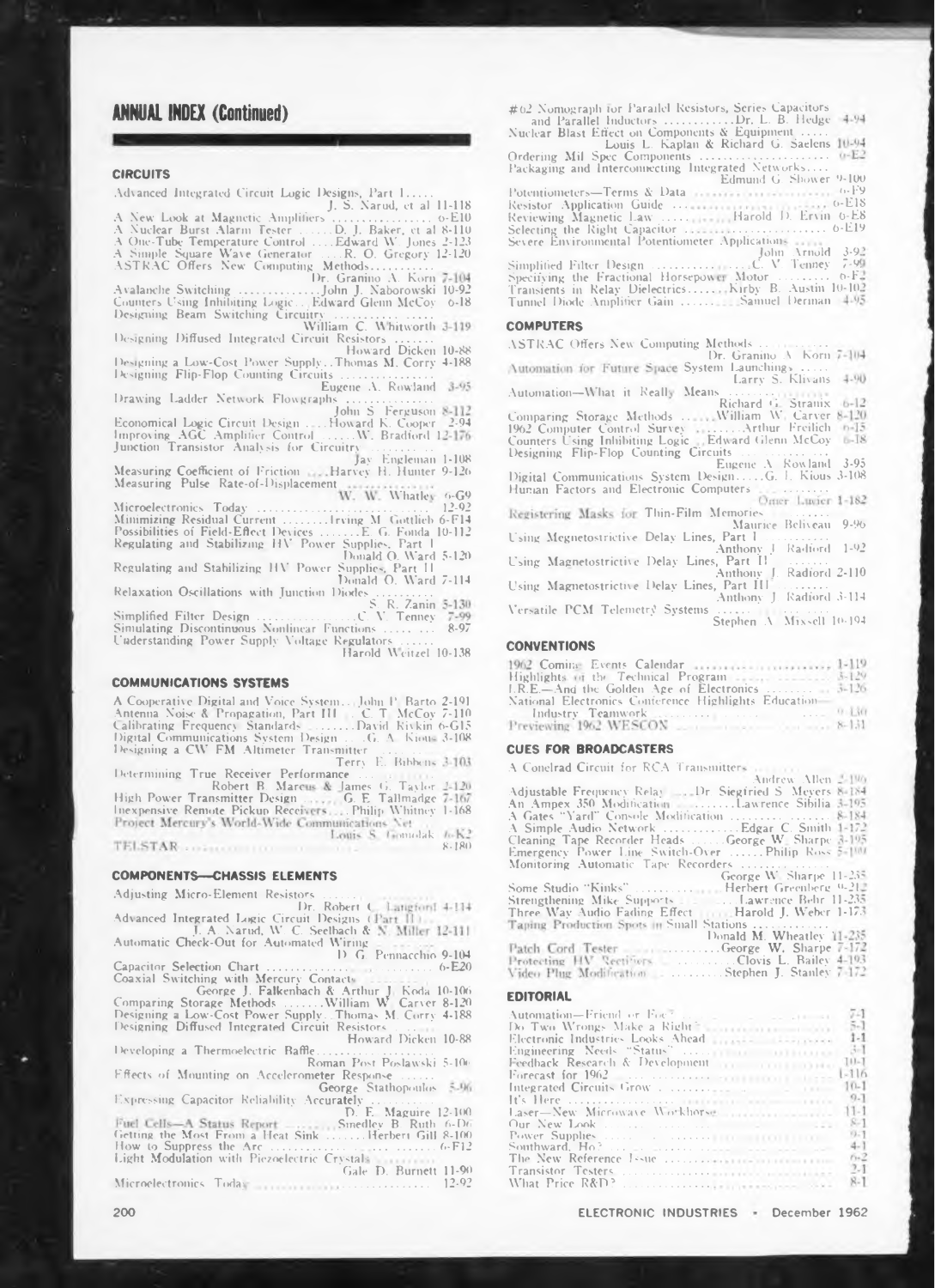## ANNUAL INDEX (Continued)

### CIRCUITS

Advanced Integrated Circuit Logic Designs, Part I ..... J. S. Narud, et al 11-118
A New Look at Magnetic Amplifiers ................ 6-E10
A Nuclear Burst Alarm Tester ...... D. J. Baker, et al 8-110
A One-Tube Temperature Control .... Edward W. Jones 2-123
A Simple Square Wave Generator .... R. O. Gregory 12-120
ASTRAC Offers New Computing Methods ........... Dr. Granino A. Korn 7-104
Avalanche Switching .............. John J. Naborowski 10-92
Counters Using Inhibiting Logic ... Edward Glenn McCoy 6-18
Designing Beam Switching Circuitry ........... William C. Whitworth 3-119
Designing Diffused Integrated Circuit Resistors ....... Howard Dicken 10-88
Designing a Low-Cost Power Supply .. Thomas M. Corry 4-188
Designing Flip-Flop Counting Circuits ............... Eugene A. Rowland 3-95
Drawing Ladder Network Flowgraphs ............... John S. Ferguson 8-112
Economical Logic Circuit Design .... Howard K. Cooper 2-94
Improving AGC Amplifier Control ..... W. Bradford 12-176
Junction Transistor Analysis for Circuitry ........ Jay Engleman 1-108
Measuring Coefficient of Friction .... Harvey H. Hunter 9-126
Measuring Pulse Rate-of-Displacement ............... W. W. Whatley 6-G9
Microelectronics Today ............................ 12-92
Minimizing Residual Current ........ Irving M. Gottlieb 6-F14
Possibilities of Field-Effect Devices ....... E. G. Fonda 10-112
Regulating and Stabilizing HV Power Supplies, Part I ............ Donald O. Ward 5-120
Regulating and Stabilizing HV Power Supplies, Part II ............ Donald O. Ward 7-114
Relaxation Oscillations with Junction Diodes .......... S. R. Zanin 5-130
Simplified Filter Design .................. C. V. Tenney 7-99
Simulating Discontinuous Nonlinear Functions ...... 8-97
Understanding Power Supply Voltage Regulators ...... Harold Weitzel 10-138

### COMMUNICATIONS SYSTEMS

A Cooperative Digital and Voice System ... John P. Barto 2-191
Antenna Noise & Propagation, Part III ... C. T. McCoy 7-110
Calibrating Frequency Standards ........ David Rivkin 6-G15
Digital Communications System Design .... G. A. Kious 3-108
Designing a CW FM Altimeter Transmitter ........ Terry E. Bibbens 3-103
Determining True Receiver Performance ........ Robert B. Marcus & James G. Taylor 2-120
High Power Transmitter Design ....... G. E. Tallmadge 7-167
Inexpensive Remote Pickup Receivers .... Philip Whitney 1-168
Project Mercury's World-Wide Communications Net ...... Louis S. Gomolak 6-K2
TELSTAR ............................................ 8-180

### COMPONENTS—CHASSIS ELEMENTS

Adjusting Micro-Element Resistors ........ Dr. Robert C. Langford 4-114
Advanced Integrated Logic Circuit Designs (Part II) ... J. A. Narud, W. C. Seelbach & N. Miller 12-111
Automatic Check-Out for Automated Wiring ........ D. G. Pennacchio 9-104
Capacitor Selection Chart ............................ 6-E20
Coaxial Switching with Mercury Contacts .......... George J. Falkenbach & Arthur J. Koda 10-106
Comparing Storage Methods ....... William W. Carver 8-120
Designing a Low-Cost Power Supply .. Thomas M. Corry 4-188
Designing Diffused Integrated Circuit Resistors ....... Howard Dicken 10-88
Developing a Thermoelectric Baffle .................. Roman Post Poslawski 5-106
Effects of Mounting on Accelerometer Response ...... George Stathopoulos 5-96
Expressing Capacitor Reliability Accurately .......... D. F. Maguire 12-100
Fuel Cells—A Status Report ......... Smedley B. Ruth 6-D6
Getting the Most From a Heat Sink ....... Herbert Gill 8-100
How to Suppress the Arc ............................ 6-F12
Light Modulation with Piezoelectric Crystals ........ Gale D. Burnett 11-90
Microelectronics Today ............................ 12-92
#62 Nomograph for Parallel Resistors, Series Capacitors and Parallel Inductors ........... Dr. L. B. Hedge 4-94
Nuclear Blast Effect on Components & Equipment ..... Louis L. Kaplan & Richard G. Saelens 10-94
Ordering Mil Spec Components ...................... 6-E2
Packaging and Interconnecting Integrated Networks .... Edmund G. Shower 9-100
Potentiometers—Terms & Data ...................... 6-F9
Resistor Application Guide ......................... 6-E18
Reviewing Magnetic Law ............ Harold D. Ervin 6-E8
Selecting the Right Capacitor ....................... 6-E19
Severe Environmental Potentiometer Applications ..... John Arnold 3-92
Simplified Filter Design .................. C. V. Tenney 7-99
Specifying the Fractional Horsepower Motor ......... 6-F2
Transients in Relay Dielectrics ....... Kirby B. Austin 10-102
Tunnel Diode Amplifier Gain ........... Samuel Derman 4-95

### COMPUTERS

ASTRAC Offers New Computing Methods ........... Dr. Granino A. Korn 7-104
Automation for Future Space System Launchings ...... Larry S. Klivans 4-90
Automation—What it Really Means ................ Richard G. Straux 6-12
Comparing Storage Methods ...... William W. Carver 8-120
1962 Computer Control Survey ........ Arthur Freilich 6-15
Counters Using Inhibiting Logic .. Edward Glenn McCoy 6-18
Designing Flip-Flop Counting Circuits .............. Eugene A. Rowland 3-95
Digital Communications System Design ..... G. L. Kious 3-108
Human Factors and Electronic Computers ............ Omer Lucier 1-182
Registering Masks for Thin-Film Memories ........ Maurice Beliveau 9-96
Using Megnetostrictive Delay Lines, Part I ........ Anthony J. Radford 1-92
Using Magnetostrictive Delay Lines, Part II ........ Anthony J. Radford 2-110
Using Magnetostrictive Delay Lines, Part III ........ Anthony J. Radford 3-114
Versatile PCM Telemetry Systems ................... Stephen A. Missell 10-104

### CONVENTIONS

1962 Coming Events Calendar ....................... 1-119
Highlights of the Technical Program ................ 3-129
I.R.E.—And the Golden Age of Electronics .......... 3-126
National Electronics Conference Highlights Education—Industry Teamwork ........................... 9-130
Previewing 1962 WESCON ............................ 8-131

### CUES FOR BROADCASTERS

A Conelrad Circuit for RCA Transmitters ........ Andrew Allen 2-186
Adjustable Frequency Relay .... Dr. Siegfried S. Meyers 8-184
An Ampex 350 Modification ........ Lawrence Sibilia 3-195
A Gates "Yard" Console Modification ............... 8-184
A Simple Audio Network ............ Edgar C. Smith 1-172
Cleaning Tape Recorder Heads ...... George W. Sharpe 3-195
Emergency Power Line Switch-Over ...... Philip Ross 5-180
Monitoring Automatic Tape Recorders ........ George W. Sharpe 11-235
Some Studio "Kinks" ............. Herbert Greenberg 9-212
Strengthening Mike Supports ........ Lawrence Behr 11-235
Three Way Audio Fading Effect ...... Harold J. Weber 1-173
Taping Production Spots in Small Stations ........... Donald M. Wheatley 11-235
Patch Cord Tester ............... George W. Sharpe 7-172
Protecting HV Rectifiers .......... Clovis L. Bailey 4-193
Video Plug Modification .......... Stephen J. Stanley 7-172

### EDITORIAL

Automation—Friend or Foe? ........................ 7-1
Do Two Wrongs Make a Right? ...................... 5-1
Electronic Industries Looks Ahead .................. 1-1
Engineering Needs "Status" ......................... 3-1
Feedback Research & Development ................... 10-1
Forecast for 1962 .................................. 1-116
Integrated Circuits Grow ........................... 10-1
It's Here .......................................... 9-1
Laser—New Microwave Workhorse ................... 11-1
Our New Look ...................................... 8-1
Power Supplies ..................................... 9-1
Southward, Ho? ..................................... 4-1
The New Reference Issue ............................ 6-2
Transistor Testers .................................. 2-1
What Price R&D? .................................... 8-1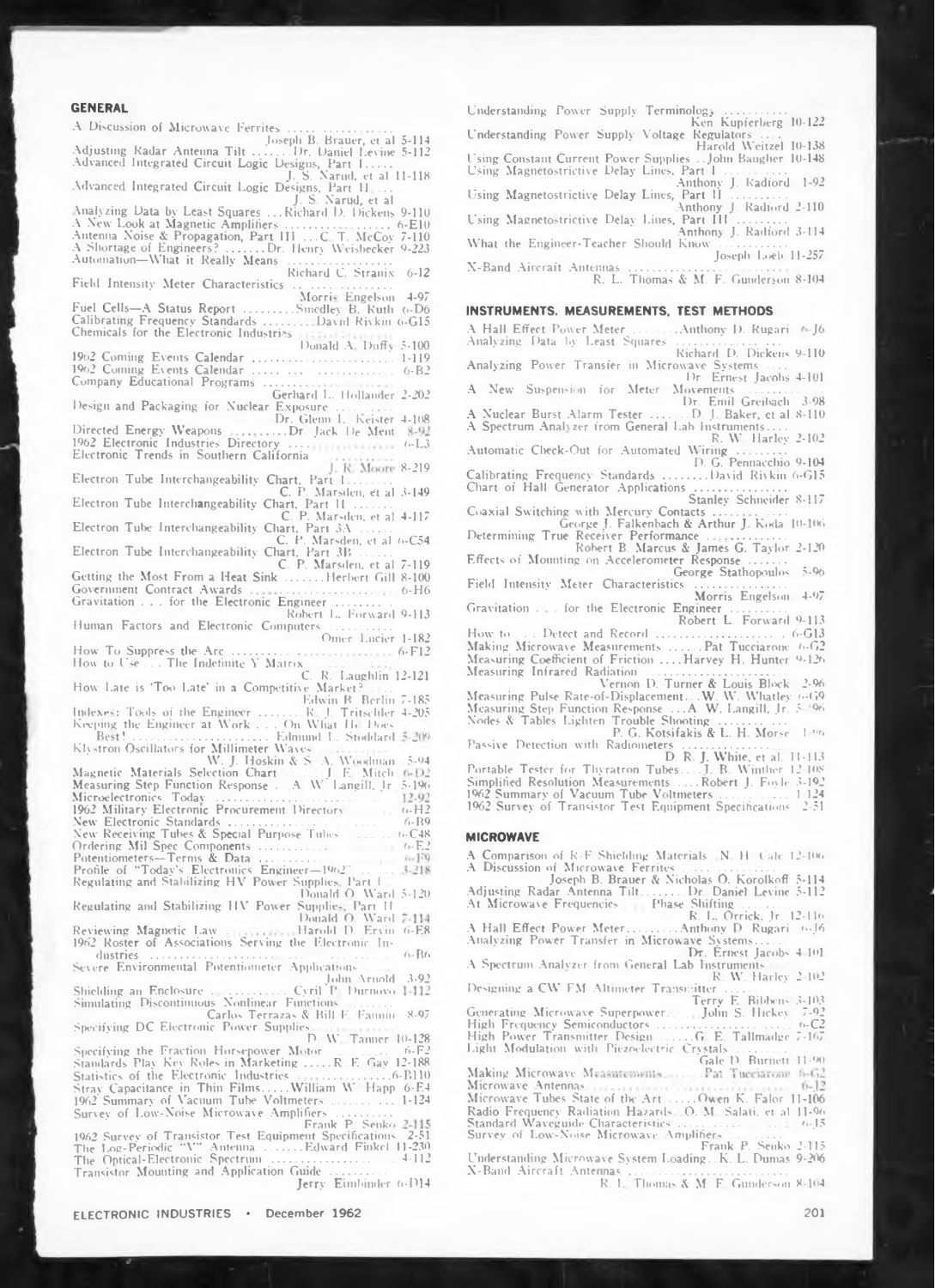## GENERAL

A Discussion of Microwave Ferrites ..... Joseph B. Brauer, et al 5-114
Adjusting Radar Antenna Tilt ....... Dr. Daniel Levine 5-112
Advanced Integrated Circuit Logic Designs, Part I ..... J. S. Narud, et al 11-118
Advanced Integrated Circuit Logic Designs, Part II .... J. S. Narud, et al
Analyzing Data by Least Squares ... Richard D. Dickens 9-110
A New Look at Magnetic Amplifiers .................. 6-E10
Antenna Noise & Propagation, Part III ... C. T. McCoy 7-110
A Shortage of Engineers? ....... Dr. Henry Weisbecker 9-223
Automation—What it Really Means .................. Richard C. Stranix 6-12
Field Intensity Meter Characteristics .............. Morris Engelson 4-97
Fuel Cells—A Status Report ......... Smedley B. Ruth 6-D6
Calibrating Frequency Standards ......... David Rivkin 6-G15
Chemicals for the Electronic Industries .............. Donald A. Duffy 5-100
1962 Coming Events Calendar ...................... 1-119
1962 Coming Events Calendar ...................... 6-B2
Company Educational Programs .................... Gerhard L. Hollander 2-202
Design and Packaging for Nuclear Exposure ......... Dr. Glenn L. Keister 4-108
Directed Energy Weapons .......... Dr. Jack De Ment 8-92
1962 Electronic Industries Directory ................ 6-L3
Electronic Trends in Southern California ............ J. R. Moore 8-219
Electron Tube Interchangeability Chart, Part I ........ C. P. Marsden, et al 3-149
Electron Tube Interchangeability Chart, Part II ....... C. P. Marsden, et al 4-117
Electron Tube Interchangeability Chart, Part 3A ...... C. P. Marsden, et al 6-C54
Electron Tube Interchangeability Chart, Part 3B ...... C. P. Marsden, et al 7-119
Getting the Most From a Heat Sink ....... Herbert Gill 8-100
Government Contract Awards ........................ 6-H6
Gravitation . . . for the Electronic Engineer ........ Robert L. Forward 9-113
Human Factors and Electronic Computers ........... Omer Lucier 1-182
How To Suppress the Arc ............................ 6-F12
How to Use . . . The Indefinite Y Matrix ............ C. R. Laughlin 12-121
How Late is 'Too Late' in a Competitive Market? .... Edwin B. Berlin 7-185
Indexes: Tools of the Engineer ........ R. J. Tritschler 4-205
Keeping the Engineer at Work . . . On What He Does Best! ........................ Edmund L. Stoddard 5-209
Klystron Oscillators for Millimeter Waves ........... W. J. Hoskin & S. A. Woodman 5-94
Magnetic Materials Selection Chart ....... J. E. Mitch 6-D2
Measuring Step Function Response .. A. W. Langill, Jr. 5-196
Microelectronics Today ............................ 12-92
1962 Military Electronic Procurement Directory ....... 6-H2
New Electronic Standards .......................... 6-B9
New Receiving Tubes & Special Purpose Tubes ....... 6-C48
Ordering Mil Spec Components ...................... 6-E2
Potentiometers—Terms & Data ...................... 6-F9
Profile of "Today's Electronics Engineer—1962" ...... 3-218
Regulating and Stabilizing HV Power Supplies, Part I .. Donald O. Ward 5-120
Regulating and Stabilizing HV Power Supplies, Part II .. Donald O. Ward 7-114
Reviewing Magnetic Law ............ Harold D. Ervin 6-E8
1962 Roster of Associations Serving the Electronic Industries ........................................ 6-B6
Severe Environmental Potentiometer Applications ..... John Arnold 3-92
Shielding an Enclosure ............ Cyril P. Durnovo 1-112
Simulating Discontinuous Nonlinear Functions ....... Carlos Terrazas & Bill F. Fannin 8-97
Specifying DC Electronic Power Supplies ............ D. W. Tanner 10-128
Specifying the Fraction Horsepower Motor ........... 6-F2
Standards Play Key Roles in Marketing ..... R. E. Gay 12-188
Statistics of the Electronic Industries ................ 6-B10
Stray Capacitance in Thin Films ..... William W. Happ 6-E4
1962 Summary of Vacuum Tube Voltmeters ........... 1-124
Survey of Low-Noise Microwave Amplifiers ........... Frank P. Senko 2-115
1962 Survey of Transistor Test Equipment Specifications 2-51
The Log-Periodic "V" Antenna ....... Edward Finkel 11-230
The Optical-Electronic Spectrum .................... 4-112
Transistor Mounting and Application Guide ......... Jerry Eimbinder 6-D14
Understanding Power Supply Terminology ........... Ken Kupierberg 10-122
Understanding Power Supply Voltage Regulators .... Harold Weitzel 10-138
Using Constant Current Power Supplies .. John Baugher 10-148
Using Magnetostrictive Delay Lines, Part I ......... Anthony J. Radiord 1-92
Using Magnetostrictive Delay Lines, Part II ......... Anthony J. Radiord 2-110
Using Magnetostrictive Delay Lines, Part III ......... Anthony J. Radiord 3-114
What the Engineer-Teacher Should Know ........... Joseph Loeb 11-257
X-Band Aircraft Antennas ........................ R. L. Thomas & M. F. Gunderson 8-104

## INSTRUMENTS, MEASUREMENTS, TEST METHODS

A Hall Effect Power Meter ......... Anthony D. Rugari 6-J6
Analyzing Data by Least Squares .................. Richard D. Dickens 9-110
Analyzing Power Transfer in Microwave Systems .... Dr. Ernest Jacobs 4-101
A New Suspension for Meter Movements ............ Dr. Emil Greibach 3-98
A Nuclear Burst Alarm Tester ....... D. J. Baker, et al 8-110
A Spectrum Analyzer from General Lab Instruments .... R. W. Harley 2-102
Automatic Check-Out for Automated Wiring ......... D. G. Pennacchio 9-104
Calibrating Frequency Standards ........ David Rivkin 6-G15
Chart of Hall Generator Applications ................ Stanley Schneider 8-117
Coaxial Switching with Mercury Contacts ........... George J. Falkenbach & Arthur J. Koda 10-106
Determining True Receiver Performance ............ Robert B. Marcus & James G. Taylor 2-120
Effects of Mounting on Accelerometer Response ...... George Stathopoulos 5-96
Field Intensity Meter Characteristics ............... Morris Engelson 4-97
Gravitation . . . for the Electronic Engineer ......... Robert L. Forward 9-113
How to . . . Detect and Record ...................... 6-G13
Making Microwave Measurements ...... Pat Tucciarone 6-G2
Measuring Coefficient of Friction .... Harvey H. Hunter 9-126
Measuring Infrared Radiation ........................ Vernon D. Turner & Louis Block 2-96
Measuring Pulse Rate-of-Displacement .. W. W. Whatley 6-G9
Measuring Step Function Response ... A. W. Langill, Jr. 5-196
Nodes & Tables Lighten Trouble Shooting ........... P. G. Kotsifakis & L. H. Morse 1-96
Passive Detection with Radiometers ................. D. R. J. White, et al 11-113
Portable Tester for Thyratron Tubes .... J. B. Winther 12-108
Simplified Resolution Measurements .... Robert J. Foyle 3-192
1962 Summary of Vacuum Tube Voltmeters ........... 1-124
1962 Survey of Transistor Test Equipment Specifications 2-51

## MICROWAVE

A Comparison of R-F Shielding Materials .. N. H. Cale 12-106
A Discussion of Microwave Ferrites ................. Joseph B. Brauer & Nicholas O. Korolkoff 5-114
Adjusting Radar Antenna Tilt ........ Dr. Daniel Levine 5-112
At Microwave Frequencies . . . Phase Shifting ....... R. L. Orrick, Jr. 12-116
A Hall Effect Power Meter ......... Anthony D. Rugari 6-J6
Analyzing Power Transfer in Microwave Systems ..... Dr. Ernest Jacobs 4-101
A Spectrum Analyzer from General Lab Instruments ... R. W. Harley 2-102
Designing a CW FM Altimeter Transmitter .......... Terry E. Bibbens 3-103
Generating Microwave Superpower ...... John S. Hickey 7-92
High Frequency Semiconductors ...................... 6-C2
High Power Transmitter Design ....... G. E. Tallmadge 7-167
Light Modulation with Piezoelectric Crystals ......... Gale D. Burnett 11-90
Making Microwave Measurements ........ Pat Tucciarone 6-G2
Microwave Antennas ................................ 6-J2
Microwave Tubes State of the Art ...... Owen K. Falor 11-106
Radio Frequency Radiation Hazards .. O. M. Salati, et al 11-96
Standard Waveguide Characteristics .................. 6-J5
Survey of Low-Noise Microwave Amplifiers ........... Frank P. Senko 2-115
Understanding Microwave System Loading .. K. L. Dumas 9-206
X-Band Aircraft Antennas .......................... R. L. Thomas & M. F. Gunderson 8-104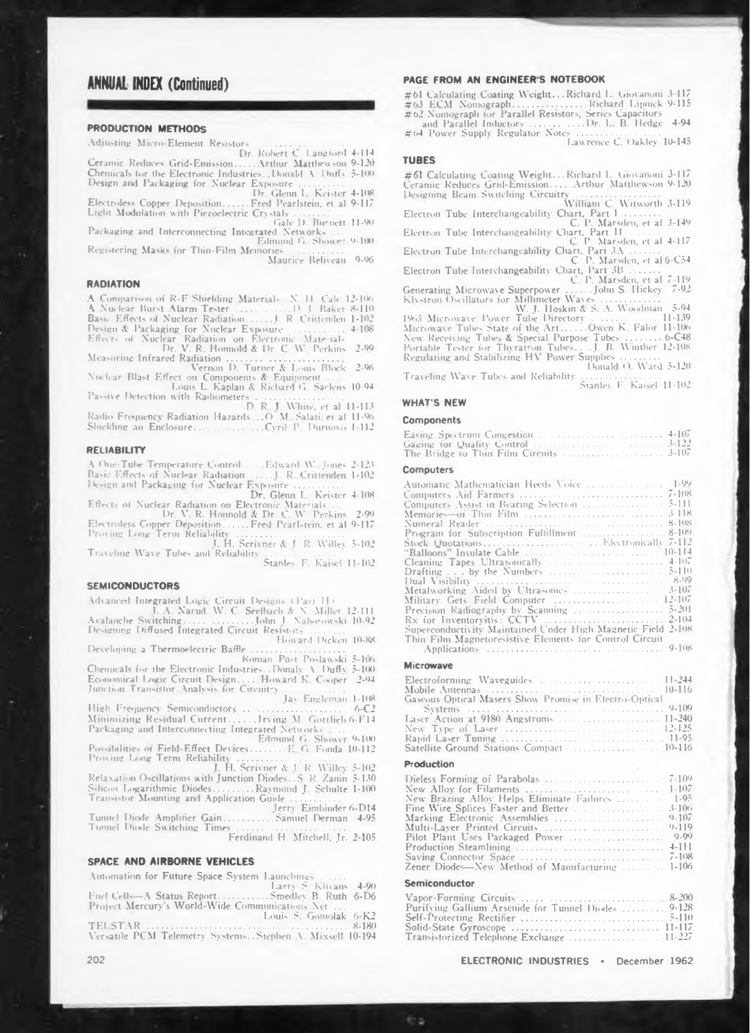## ANNUAL INDEX (Continued)

### PRODUCTION METHODS

Adjusting Micro-Element Resistors ........ Dr. Robert C. Langford 4-114
Ceramic Reduces Grid-Emission ..... Arthur Matthewson 9-120
Chemicals for the Electronic Industries .. Donald A. Duffy 5-100
Design and Packaging for Nuclear Exposure .......... Dr. Glenn L. Keister 4-108
Electroless Copper Deposition ...... Fred Pearlstein, et al 9-117
Light Modulation with Piezoelectric Crystals ........ Gale D. Burnett 11-90
Packaging and Interconnecting Integrated Networks ... Edmund G. Shower 9-100
Registering Masks for Thin-Film Memories ........ Maurice Beliveau 9-96

### RADIATION

A Comparison of R-F Shielding Materials .. N. H. Cale 12-106
A Nuclear Burst Alarm Tester ........ D. J. Baker 8-110
Basic Effects of Nuclear Radiation ...... J. R. Crittenden 1-102
Design & Packaging for Nuclear Exposure .......... 4-108
Effects of Nuclear Radiation on Electronic Materials Dr. V. R. Honnold & Dr. C. W. Perkins 2-99
Measuring Infrared Radiation ........ Vernon D. Turner & Louis Block 2-96
Nuclear Blast Effect on Components & Equipment .... Louis L. Kaplan & Richard G. Saelens 10-94
Passive Detection with Radiometers ........ D. R. J. White, et al 11-113
Radio Frequency Radiation Hazards ... O. M. Salati, et al 11-96
Shielding an Enclosure ........... Cyril P. Durnovo 1-112

### RELIABILITY

A One-Tube Temperature Control ..... Edward W. Jones 2-123
Basic Effects of Nuclear Radiation ...... J. R. Crittenden 1-102
Design and Packaging for Nuclear Exposure .......... Dr. Glenn L. Keister 4-108
Effects of Nuclear Radiation on Electronic Materials ... Dr. V. R. Honnold & Dr. C. W. Perkins 2-99
Electroless Copper Deposition ...... Fred Pearlstein, et al 9-117
Proving Long Term Reliability ........ J. H. Scrivner & J. R. Willey 5-102
Traveling Wave Tubes and Reliability ........ Stanley F. Kaisel 11-102

### SEMICONDUCTORS

Advanced Integrated Logic Circuit Designs (Part II) J. A. Narud, W. C. Seelbach & N. Miller 12-111
Avalanche Switching ..... John J. Naborowski 10-92
Designing Diffused Integrated Circuit Resistors ........ Howard Dicken 10-88
Developing a Thermoelectric Baffle ........ Roman Post Poslawski 5-106
Chemicals for the Electronic Industries .. Donald A. Duffy 5-100
Economical Logic Circuit Design ..... Howard K. Cooper 2-94
Junction Transistor Analysis for Circuitry ........ Jay Engleman 1-108
High Frequency Semiconductors ........ 6-C2
Minimizing Residual Current ...... Irving M. Gottlieb 6-F14
Packaging and Interconnecting Integrated Networks ... Edmund G. Shower 9-100
Possibilities of Field-Effect Devices ........ E. G. Fonda 10-112
Proving Long Term Reliability ........ J. H. Scrivner & J. R. Willey 5-102
Relaxation Oscillations with Junction Diodes .. S. R. Zanin 5-130
Silicon Logarithmic Diodes ......... Raymond J. Schulte 1-100
Transistor Mounting and Application Guide ........ Jerry Eimbinder 6-D14
Tunnel Diode Amplifier Gain .......... Samuel Derman 4-95
Tunnel Diode Switching Times ........ Ferdinand H. Mitchell, Jr. 2-105

### SPACE AND AIRBORNE VEHICLES

Automation for Future Space System Launchings ..... Larry S. Klivans 4-90
Fuel Cells—A Status Report ........... Smedley B. Ruth 6-D6
Project Mercury's World-Wide Communications Net ... Louis S. Gomolak 6-K2
TELSTAR ........ 8-180
Versatile PCM Telemetry Systems .. Stephen A. Mixsell 10-194

### PAGE FROM AN ENGINEER'S NOTEBOOK

#61 Calculating Coating Weight ... Richard L. Giovanoni 3-117
#63 ECM Nomograph ........ Richard Lipnick 9-115
#62 Nomograph for Parallel Resistors, Series Capacitors and Parallel Inductors ........ Dr. L. B. Hedge 4-94
#64 Power Supply Regulator Notes ........ Lawrence C. Oakley 10-145

### TUBES

#61 Calculating Coating Weight ... Richard L. Giovanoni 3-117
Ceramic Reduces Grid-Emission ..... Arthur Matthewson 9-120
Designing Beam Switching Circuitry ........ William C. Witworth 3-119
Electron Tube Interchangeability Chart, Part I ........ C. P. Marsden, et al 3-149
Electron Tube Interchangeability Chart, Part II ........ C. P. Marsden, et al 4-117
Electron Tube Interchangeability Chart, Part 3A ........ C. P. Marsden, et al 6-C54
Electron Tube Interchangeability Chart, Part 3B ........ C. P. Marsden, et al 7-119
Generating Microwave Superpower ...... John S. Hickey 7-92
Klystron Oscillators for Millimeter Waves ........ W. J. Hoskin & S. A. Woodman 5-94
1963 Microwave Power Tube Directory ........ 11-139
Microwave Tubes State of the Art ...... Owen K. Falor 11-106
New Receiving Tubes & Special Purpose Tubes ........ 6-C48
Portable Tester for Thyratron Tubes ... J. B. Winther 12-108
Regulating and Stabilizing HV Power Supplies ........ Donald O. Ward 5-120
Traveling Wave Tubes and Reliability ........ Stanley F. Kaisel 11-102

### WHAT'S NEW

#### Components

Easing Spectrum Congestion ........ 4-107
Gaging for Quality Control ........ 3-122
The Bridge to Thin Film Circuits ........ 3-107

#### Computers

Automatic Mathematician Heeds Voice ........ 1-99
Computers Aid Farmers ........ 7-108
Computers Assist in Bearing Selection ........ 5-111
Memories—of Thin Film ........ 3-118
Numeral Reader ........ 8-108
Program for Subscription Fulfillment ........ 8-109
Stock Quotations ........ Electronically 7-112
"Balloons" Insulate Cable ........ 10-114
Cleaning Tapes Ultrasonically ........ 4-107
Drafting . . . by the Numbers ........ 5-110
Dual Visibility ........ 8-99
Metalworking Aided by Ultrasonics ........ 3-107
Military Gets Field Computer ........ 12-107
Precision Radiography by Scanning ........ 5-201
Rx for Inventoryitis: CCTV ........ 2-104
Superconductivity Maintained Under High Magnetic Field 2-108
Thin Film Magnetoresistive Elements for Control Circuit Applications ........ 9-108

#### Microwave

Electroforming Waveguides ........ 11-244
Mobile Antennas ........ 10-116
Gaseous Optical Masers Show Promise in Electro-Optical Systems ........ 9-109
Laser Action at 9180 Angstroms ........ 11-240
New Type of Laser ........ 12-125
Rapid Laser Tuning ........ 11-95
Satellite Ground Stations Compact ........ 10-116

#### Production

Dieless Forming of Parabolas ........ 7-109
New Alloy for Filaments ........ 1-107
New Brazing Alloy Helps Eliminate Failures ........ 1-95
Fine Wire Splices Faster and Better ........ 3-106
Marking Electronic Assemblies ........ 9-107
Multi-Layer Printed Circuits ........ 9-119
Pilot Plant Uses Packaged Power ........ 9-99
Production Steamlining ........ 4-111
Saving Connector Space ........ 7-108
Zener Diodes—New Method of Manufacturing ........ 1-106

#### Semiconductor

Vapor-Forming Circuits ........ 8-200
Purifying Gallium Arsenide for Tunnel Diodes ........ 9-128
Self-Protecting Rectifier ........ 5-110
Solid-State Gyroscope ........ 11-117
Transistorized Telephone Exchange ........ 11-227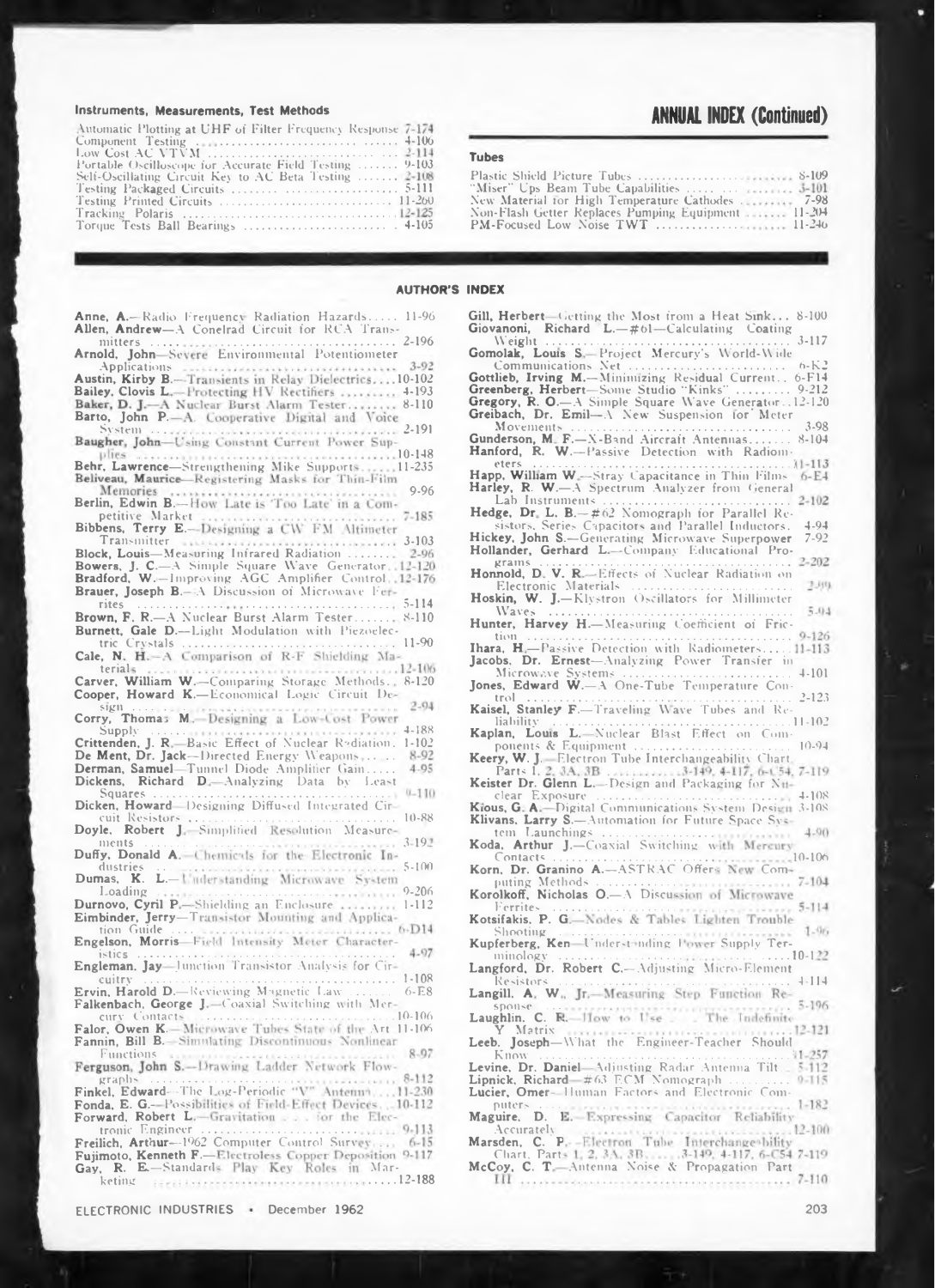### Instruments, Measurements, Test Methods

Automatic Plotting at UHF of Filter Frequency Response 7-174
Component Testing 4-106
Low Cost AC VTVM 2-114
Portable Oscilloscope for Accurate Field Testing 9-103
Self-Oscillating Circuit Key to AC Beta Testing 2-108
Testing Packaged Circuits 5-111
Testing Printed Circuits 11-260
Tracking Polaris 12-125
Torque Tests Ball Bearings 4-105

## ANNUAL INDEX (Continued)

### Tubes

Plastic Shield Picture Tubes 8-109
"Miser" Ups Beam Tube Capabilities 3-101
New Material for High Temperature Cathodes 7-98
Non-Flash Getter Replaces Pumping Equipment 11-204
PM-Focused Low Noise TWT 11-246

### AUTHOR'S INDEX

**Anne, A.**—Radio Frequency Radiation Hazards 11-96
**Allen, Andrew**—A Conelrad Circuit for RCA Transmitters 2-196
**Arnold, John**—Severe Environmental Potentiometer Applications 3-92
**Austin, Kirby B.**—Transients in Relay Dielectrics 10-102
**Bailey, Clovis L.**—Protecting HV Rectifiers 4-193
**Baker, D. J.**—A Nuclear Burst Alarm Tester 8-110
**Barto, John P.**—A Cooperative Digital and Voice System 2-191
**Baugher, John**—Using Constant Current Power Supplies 10-148
**Behr, Lawrence**—Strengthening Mike Supports 11-235
**Beliveau, Maurice**—Registering Masks for Thin-Film Memories 9-96
**Berlin, Edwin B.**—How Late is 'Too Late' in a Competitive Market 7-185
**Bibbens, Terry E.**—Designing a CW FM Altimeter Transmitter 3-103
**Block, Louis**—Measuring Infrared Radiation 2-96
**Bowers, J. C.**—A Simple Square Wave Generator 12-120
**Bradford, W.**—Improving AGC Amplifier Control 12-176
**Brauer, Joseph B.**—A Discussion of Microwave Ferrites 5-114
**Brown, F. R.**—A Nuclear Burst Alarm Tester 8-110
**Burnett, Gale D.**—Light Modulation with Piezoelectric Crystals 11-90
**Cale, N. H.**—A Comparison of R-F Shielding Materials 12-106
**Carver, William W.**—Comparing Storage Methods 8-120
**Cooper, Howard K.**—Economical Logic Circuit Design 2-94
**Corry, Thomas M.**—Designing a Low-Cost Power Supply 4-188
**Crittenden, J. R.**—Basic Effect of Nuclear Radiation 1-102
**De Ment, Dr. Jack**—Directed Energy Weapons 8-92
**Derman, Samuel**—Tunnel Diode Amplifier Gain 4-95
**Dickens, Richard D.**—Analyzing Data by Least Squares 9-110
**Dicken, Howard**—Designing Diffused Integrated Circuit Resistors 10-88
**Doyle, Robert J.**—Simplified Resolution Measurements 3-192
**Duffy, Donald A.**—Chemicals for the Electronic Industries 5-100
**Dumas, K. L.**—Understanding Microwave System Loading 9-206
**Durnovo, Cyril P.**—Shielding an Enclosure 1-112
**Eimbinder, Jerry**—Transistor Mounting and Application Guide 6-D14
**Engelson, Morris**—Field Intensity Meter Characteristics 4-97
**Engleman, Jay**—Junction Transistor Analysis for Circuitry 1-108
**Ervin, Harold D.**—Reviewing Magnetic Law 6-E8
**Falkenbach, George J.**—Coaxial Switching with Mercury Contacts 10-106
**Falor, Owen K.**—Microwave Tubes State of the Art 11-106
**Fannin, Bill B.**—Simulating Discontinuous Nonlinear Functions 8-97
**Ferguson, John S.**—Drawing Ladder Network Flowgraphs 8-112
**Finkel, Edward**—The Log-Periodic "V" Antenna 11-230
**Fonda, E. G.**—Possibilities of Field-Effect Devices 10-112
**Forward, Robert L.**—Gravitation . . . for the Electronic Engineer 9-113
**Freilich, Arthur**—1962 Computer Control Survey 6-15
**Fujimoto, Kenneth F.**—Electroless Copper Deposition 9-117
**Gay, R. E.**—Standards Play Key Roles in Marketing 12-188
**Gill, Herbert**—Getting the Most from a Heat Sink 8-100
**Giovanoni, Richard L.**—#61—Calculating Coating Weight 3-117
**Gomolak, Louis S.**—Project Mercury's World-Wide Communications Net 6-K2
**Gottlieb, Irving M.**—Minimizing Residual Current 6-F14
**Greenberg, Herbert**—Some Studio "Kinks" 9-212
**Gregory, R. O.**—A Simple Square Wave Generator 12-120
**Greibach, Dr. Emil**—A New Suspension for Meter Movements 3-98
**Gunderson, M. F.**—X-Band Aircraft Antennas 8-104
**Hanford, R. W.**—Passive Detection with Radiometers 11-113
**Happ, William W.**—Stray Capacitance in Thin Films 6-E4
**Harley, R. W.**—A Spectrum Analyzer from General Lab Instruments 2-102
**Hedge, Dr. L. B.**—#62 Nomograph for Parallel Resistors, Series Capacitors and Parallel Inductors 4-94
**Hickey, John S.**—Generating Microwave Superpower 7-92
**Hollander, Gerhard L.**—Company Educational Programs 2-202
**Honnold, D. V. R.**—Effects of Nuclear Radiation on Electronic Materials 2-99
**Hoskin, W. J.**—Klystron Oscillators for Millimeter Waves 5-94
**Hunter, Harvey H.**—Measuring Coefficient of Friction 9-126
**Ihara, H.**—Passive Detection with Radiometers 11-113
**Jacobs, Dr. Ernest**—Analyzing Power Transfer in Microwave Systems 4-101
**Jones, Edward W.**—A One-Tube Temperature Control 2-123
**Kaisel, Stanley F.**—Traveling Wave Tubes and Reliability 11-102
**Kaplan, Louis L.**—Nuclear Blast Effect on Components & Equipment 10-94
**Keery, W. J.**—Electron Tube Interchangeability Chart, Parts 1, 2, 3A, 3B 3-149, 4-117, 6-C54, 7-119
**Keister Dr. Glenn L.**—Design and Packaging for Nuclear Exposure 4-108
**Kious, G. A.**—Digital Communications System Design 3-108
**Klivans, Larry S.**—Automation for Future Space Systems Launchings 4-90
**Koda, Arthur J.**—Coaxial Switching with Mercury Contacts 10-106
**Korn, Dr. Granino A.**—ASTRAC Offers New Computing Methods 7-104
**Korolkoff, Nicholas O.**—A Discussion of Microwave Ferrites 5-114
**Kotsifakis, P. G.**—Nodes & Tables Lighten Trouble Shooting 1-96
**Kupferberg, Ken**—Understanding Power Supply Terminology 10-122
**Langford, Dr. Robert C.**—Adjusting Micro-Element Resistors 4-114
**Langill, A. W., Jr.**—Measuring Step Function Response 5-196
**Laughlin, C. R.**—How to Use . . . The Indefinite Y Matrix 12-121
**Leeb, Joseph**—What the Engineer-Teacher Should Know 11-257
**Levine, Dr. Daniel**—Adjusting Radar Antenna Tilt 5-112
**Lipnick, Richard**—#63 ECM Nomograph 9-115
**Lucier, Omer**—Human Factors and Electronic Computers 1-182
**Maguire, D. E.**—Expressing Capacitor Reliability Accurately 12-100
**Marsden, C. P.**—Electron Tube Interchangeability Chart, Parts 1, 2, 3A, 3B 3-149, 4-117, 6-C54 7-119
**McCoy, C. T.**—Antenna Noise & Propagation Part III 7-110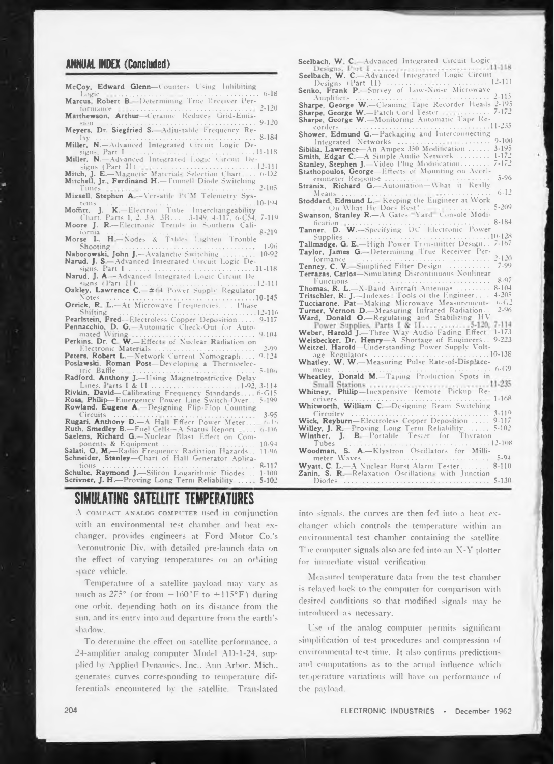## ANNUAL INDEX (Concluded)

**McCoy, Edward Glenn**—Counters Using Inhibiting Logic ........ 6-18
**Marcus, Robert B.**—Determining True Receiver Performance ........ 2-120
**Matthewson, Arthur**—Ceramic Reduces Grid-Emission ........ 9-120
**Meyers, Dr. Siegfried S.**—Adjustable Frequency Relay ........ 8-184
**Miller, N.**—Advanced Integrated Circuit Logic Designs, Part I ........ 11-118
**Miller, N.**—Advanced Integrated Logic Circuit Designs (Part II) ........ 12-111
**Mitch, J. E.**—Magnetic Materials Selection Chart ........ 6-D2
**Mitchell, Jr., Ferdinand H.**—Tunnell Diode Switching Times ........ 2-105
**Mixsell, Stephen A.**—Versatile PCM Telemetry Systems ........ 10-194
**Moffitt, J. K.**—Electron Tube Interchangeability Chart. Parts 1, 2, 3A, 3B ........ 3-149, 4-117, 6-C54, 7-119
**Moore J. R.**—Electronic Trends in Southern California ........ 8-219
**Morse L. H.**—Nodes & Tables Lighten Trouble Shooting ........ 1-96
**Naborowski, John J.**—Avalanche Switching ........ 10-92
**Narud, J. S.**—Advanced Integrated Circuit Logic Designs, Part I ........ 11-118
**Narud, J. A.**—Advanced Integrated Logic Circuit Designs (Part II) ........ 12-111
**Oakley, Lawrence C.**—#64 Power Supply Regulator Notes ........ 10-145
**Orrick, R. L.**—At Microwave Frequencies . . Phase Shifting ........ 12-116
**Pearlstein, Fred**—Electroless Copper Deposition ........ 9-117
**Pennacchio, D. G.**—Automatic Check-Out for Automated Wiring ........ 9-104
**Perkins, Dr. C. W.**—Effects of Nuclear Radiation on Electronic Materials ........ 2-99
**Peters, Robert L.**—Network Current Nomograph ........ 9-124
**Poslawski, Roman Post**—Developing a Thermoelectric Baffle ........ 5-106
**Radford, Anthony J.**—Using Magnetrostrictive Delay Lines, Parts I & II ........ 1-92, 3-114
**Rivkin, David**—Calibrating Frequency Standards ........ 6-G15
**Ross, Philip**—Emergency Power Line Switch-Over ........ 5-199
**Rowland, Eugene A.**—Designing Flip-Flop Counting Circuits ........ 3-95
**Rugari, Anthony D.**—A Hall Effect Power Meter ........ 6-16
**Ruth, Smedley B.**—Fuel Cells—A Status Report ........ 6-D6
**Saelens, Richard G.**—Nuclear Blast Effect on Components & Equipment ........ 10-94
**Salati, O. M.**—Radio Frequency Radiation Hazards ........ 11-96
**Schneider, Stanley**—Chart of Hall Generator Aplications ........ 8-117
**Schulte, Raymond J.**—Silicon Logarithmic Diodes ........ 1-100
**Scrivner, J. H.**—Proving Long Term Reliability ........ 5-102
**Seelbach, W. C.**—Advanced Integrated Circuit Logic Designs, Part I ........ 11-118
**Seelbach, W. C.**—Advanced Integrated Logic Circuit Designs (Part II) ........ 12-111
**Senko, Frank P.**—Survey of Low-Noise Microwave Amplifiers ........ 2-115
**Sharpe, George W.**—Cleaning Tape Recorder Heads 2-195
**Sharpe, George W.**—Patch Cord Tester ........ 7-172
**Sharpe, George W.**—Monitoring Automatic Tape Recorders ........ 11-235
**Shower, Edmund G.**—Packaging and Interconnecting Integrated Networks ........ 9-100
**Sibilia, Lawrence**—An Ampex 350 Modification ........ 3-195
**Smith, Edgar C.**—A Simple Audio Network ........ 1-172
**Stanley, Stephen J.**—Video Plug Modification ........ 7-172
**Stathopoulos, George**—Effects of Mounting on Accelerometer Response ........ 5-96
**Stranix, Richard G.**—Automation—What it Really Means ........ 6-12
**Stoddard, Edmund L.**—Keeping the Engineer at Work . . . On What He Does Best! ........ 5-209
**Swanson, Stanley R.**—A Gates "Yard" Console Modification ........ 8-184
**Tanner, D. W.**—Specifying DC Electronic Power Supplies ........ 10-128
**Tallmadge, G. E.**—High Power Transmitter Design ........ 7-167
**Taylor, James G.**—Determining True Receiver Performance ........ 2-120
**Tenney, C. V.**—Simplified Filter Design ........ 7-99
**Terrazas, Carlos**—Simulating Discontinuous Nonlinear Functions ........ 8-97
**Thomas, R. L.**—X-Band Aircraft Antennas ........ 8-104
**Tritschler, R. J.**—Indexes: Tools of the Engineer ........ 4-205
**Tucciarone, Pat**—Making Microwave Measurements ........ 6-G2
**Turner, Vernon D.**—Measuring Infrared Radiation ........ 2-96
**Ward, Donald O.**—Regulating and Stabilizing HV Power Supplies, Parts I & II ........ 5-120, 7-114
**Weber, Harold J.**—Three Way Audio Fading Effect ........ 1-173
**Weisbecker, Dr. Henry**—A Shortage of Engineers ........ 9-223
**Weitzel, Harold**—Understanding Power Supply Voltage Regulators ........ 10-138
**Whatley, W. W.**—Measuring Pulse Rate-of-Displacement ........ 6-G9
**Wheatley, Donald M.**—Taping Production Spots in Small Stations ........ 11-235
**Whitney, Philip**—Inexpensive Remote Pickup Receivers ........ 1-168
**Whitworth, William C.**—Designing Beam Switching Circuitry ........ 3-119
**Wick, Reyburn**—Electroless Copper Deposition ........ 9-117
**Willey, J. R.**—Proving Long Term Reliability ........ 5-102
**Winther, J. B.**—Portable Tester for Thyratron Tubes ........ 12-108
**Woodman, S. A.**—Klystron Oscillators for Millimeter Waves ........ 5-94
**Wyatt, C. L.**—A Nuclear Burst Alarm Tester ........ 8-110
**Zanin, S. R.**—Relaxation Oscillations with Junction Diodes ........ 5-130

# SIMULATING SATELLITE TEMPERATURES

A COMPACT ANALOG COMPUTER used in conjunction with an environmental test chamber and heat exchanger, provides engineers at Ford Motor Co.'s Aeronutronic Div. with detailed pre-launch data on the effect of varying temperatures on an orbiting space vehicle.

Temperature of a satellite payload may vary as much as 275° (or from −160°F to +115°F) during one orbit, depending both on its distance from the sun, and its entry into and departure from the earth's shadow.

To determine the effect on satellite performance, a 24-amplifier analog computer Model AD-1-24, supplied by Applied Dynamics, Inc., Ann Arbor, Mich., generates curves corresponding to temperature differentials encountered by the satellite. Translated into signals, the curves are then fed into a heat exchanger which controls the temperature within an environmental test chamber containing the satellite. The computer signals also are fed into an X-Y plotter for immediate visual verification.

Measured temperature data from the test chamber is relayed back to the computer for comparison with desired conditions so that modified signals may be introduced as necessary.

Use of the analog computer permits significant simplification of test procedures and compression of environmental test time. It also confirms predictions and computations as to the actual influence which temperature variations will have on performance of the payload.